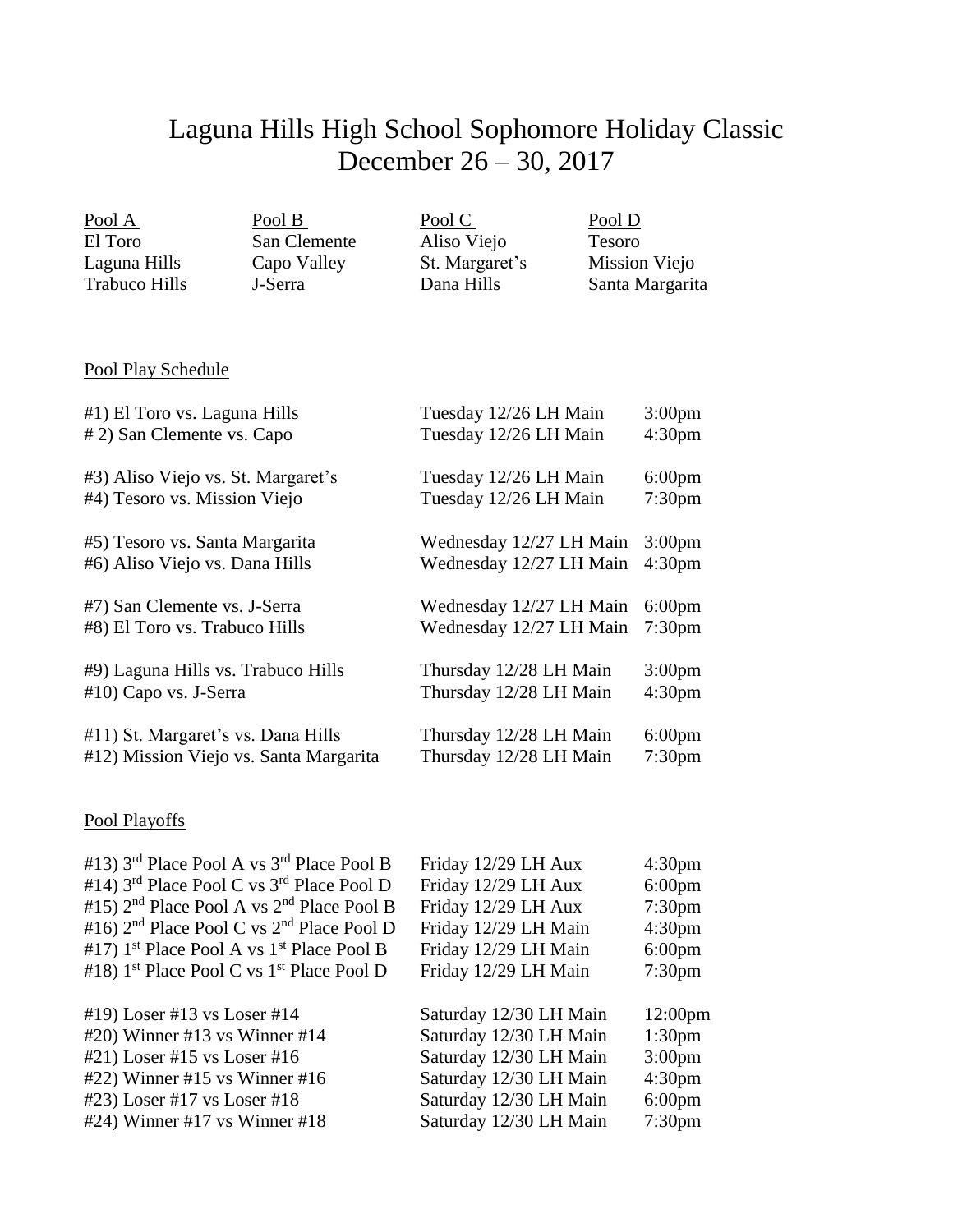# Laguna Hills High School Sophomore Holiday Classic
## December 26 – 30, 2017

| Pool A | Pool B | Pool C | Pool D |
|---|---|---|---|
| El Toro | San Clemente | Aliso Viejo | Tesoro |
| Laguna Hills | Capo Valley | St. Margaret's | Mission Viejo |
| Trabuco Hills | J-Serra | Dana Hills | Santa Margarita |

### Pool Play Schedule

| Game | Day/Location | Time |
|---|---|---|
| #1) El Toro vs. Laguna Hills | Tuesday 12/26 LH Main | 3:00pm |
| # 2) San Clemente vs. Capo | Tuesday 12/26 LH Main | 4:30pm |
| #3) Aliso Viejo vs. St. Margaret's | Tuesday 12/26 LH Main | 6:00pm |
| #4) Tesoro vs. Mission Viejo | Tuesday 12/26 LH Main | 7:30pm |
| #5) Tesoro vs. Santa Margarita | Wednesday 12/27 LH Main | 3:00pm |
| #6) Aliso Viejo vs. Dana Hills | Wednesday 12/27 LH Main | 4:30pm |
| #7) San Clemente vs. J-Serra | Wednesday 12/27 LH Main | 6:00pm |
| #8) El Toro vs. Trabuco Hills | Wednesday 12/27 LH Main | 7:30pm |
| #9) Laguna Hills vs. Trabuco Hills | Thursday 12/28 LH Main | 3:00pm |
| #10) Capo vs. J-Serra | Thursday 12/28 LH Main | 4:30pm |
| #11) St. Margaret's vs. Dana Hills | Thursday 12/28 LH Main | 6:00pm |
| #12) Mission Viejo vs. Santa Margarita | Thursday 12/28 LH Main | 7:30pm |

### Pool Playoffs

| Game | Day/Location | Time |
|---|---|---|
| #13) 3rd Place Pool A vs 3rd Place Pool B | Friday 12/29 LH Aux | 4:30pm |
| #14) 3rd Place Pool C vs 3rd Place Pool D | Friday 12/29 LH Aux | 6:00pm |
| #15) 2nd Place Pool A vs 2nd Place Pool B | Friday 12/29 LH Aux | 7:30pm |
| #16) 2nd Place Pool C vs 2nd Place Pool D | Friday 12/29 LH Main | 4:30pm |
| #17) 1st Place Pool A vs 1st Place Pool B | Friday 12/29 LH Main | 6:00pm |
| #18) 1st Place Pool C vs 1st Place Pool D | Friday 12/29 LH Main | 7:30pm |
| #19) Loser #13 vs Loser #14 | Saturday 12/30 LH Main | 12:00pm |
| #20) Winner #13 vs Winner #14 | Saturday 12/30 LH Main | 1:30pm |
| #21) Loser #15 vs Loser #16 | Saturday 12/30 LH Main | 3:00pm |
| #22) Winner #15 vs Winner #16 | Saturday 12/30 LH Main | 4:30pm |
| #23) Loser #17 vs Loser #18 | Saturday 12/30 LH Main | 6:00pm |
| #24) Winner #17 vs Winner #18 | Saturday 12/30 LH Main | 7:30pm |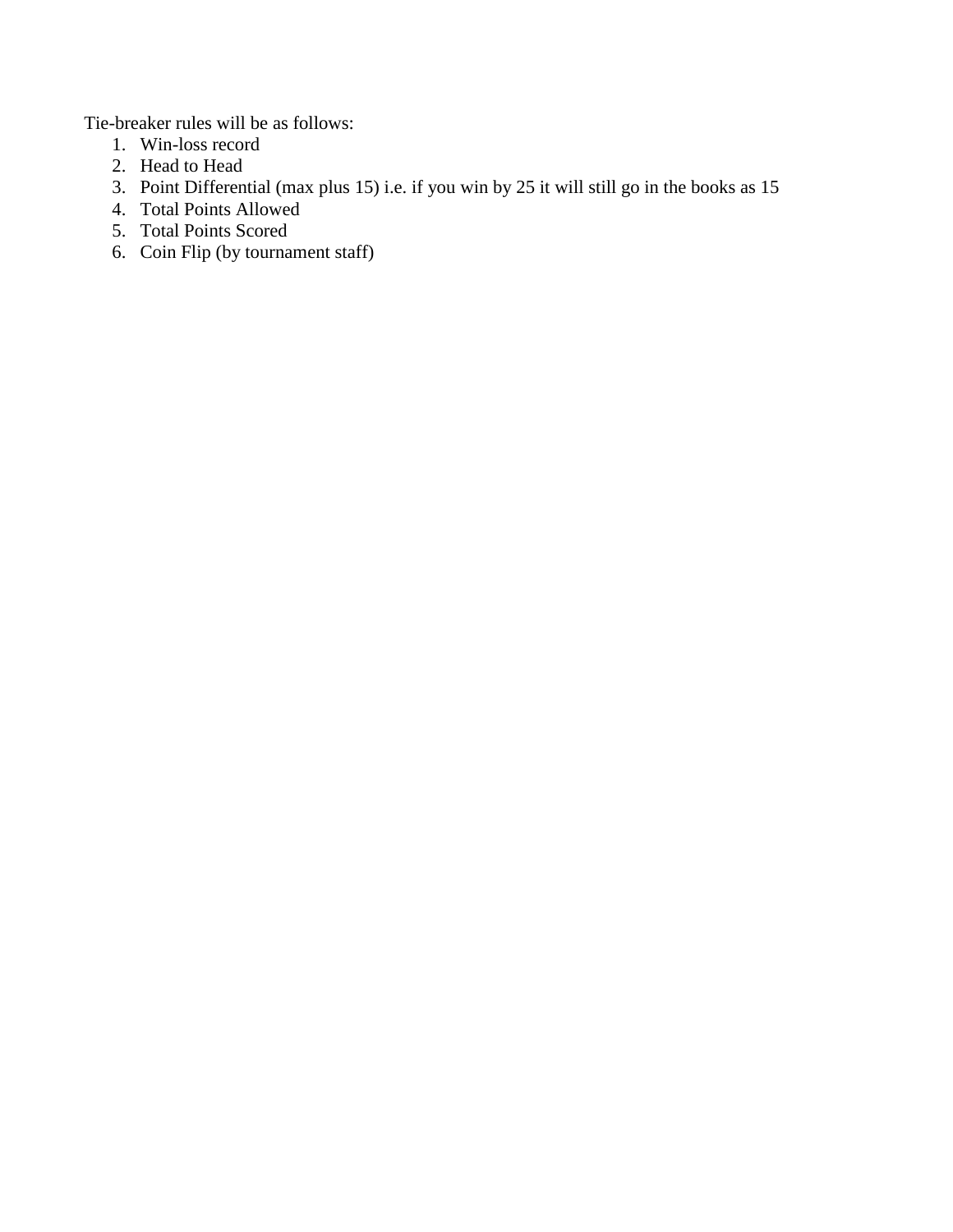Tie-breaker rules will be as follows:

1. Win-loss record
2. Head to Head
3. Point Differential (max plus 15) i.e. if you win by 25 it will still go in the books as 15
4. Total Points Allowed
5. Total Points Scored
6. Coin Flip (by tournament staff)